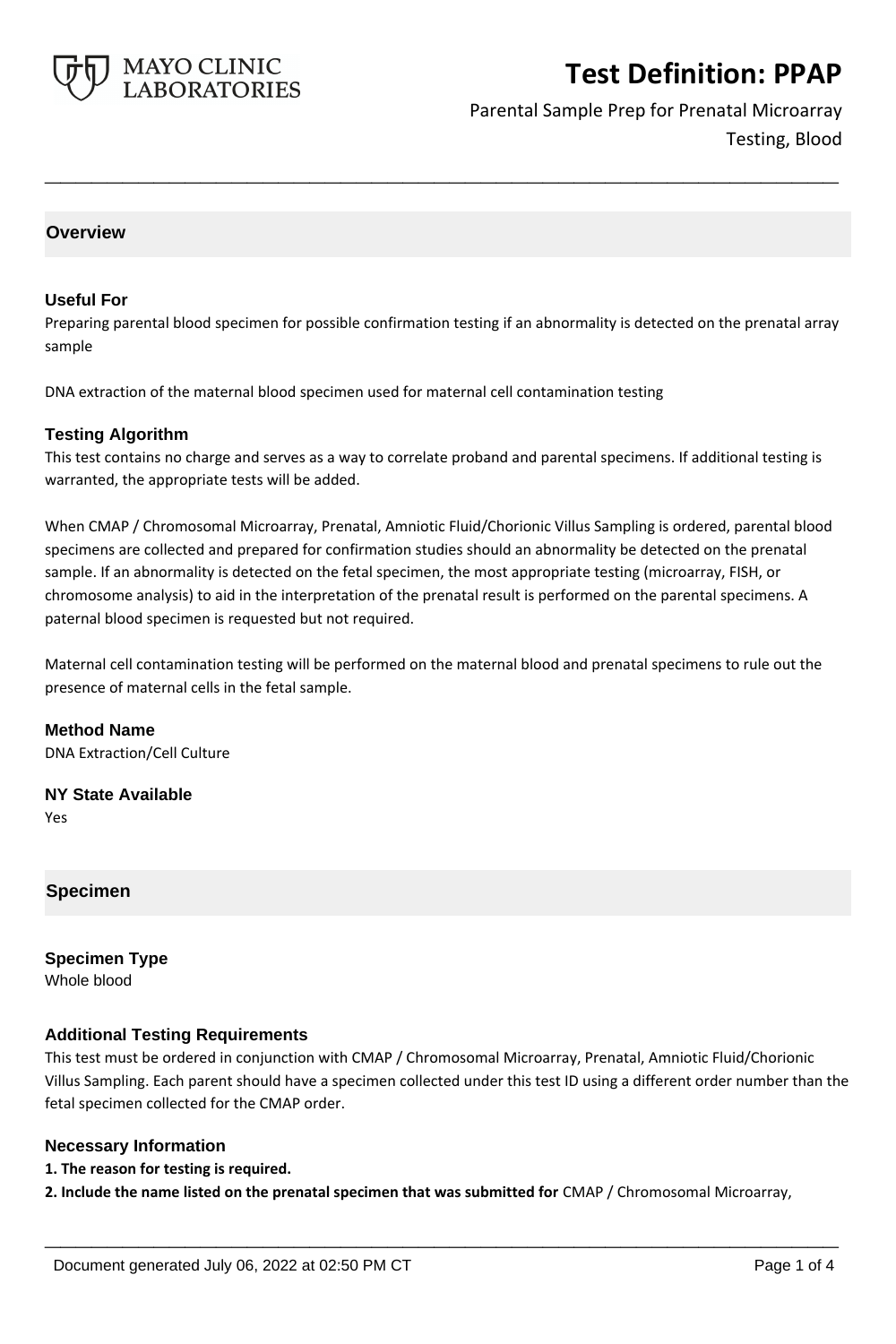# Test Definition: PPAP

Parental Sample Prep for Prenatal Microarray Testing, Blood

## Overview

### Useful For

Preparing parental blood specimen for possible confirmation testing if an abnormality is detected on the prenatal array sample

DNA extraction of the maternal blood specimen used for maternal cell contamination testing

### Testing Algorithm

This test contains no charge and serves as a way to correlate proband and parental specimens. If additional testing is warranted, the appropriate tests will be added.

When CMAP / Chromosomal Microarray, Prenatal, Amniotic Fluid/Chorionic Villus Sampling is ordered, parental blood specimens are collected and prepared for confirmation studies should an abnormality be detected on the prenatal sample. If an abnormality is detected on the fetal specimen, the most appropriate testing (microarray, FISH, or chromosome analysis) to aid in the interpretation of the prenatal result is performed on the parental specimens. A paternal blood specimen is requested but not required.

Maternal cell contamination testing will be performed on the maternal blood and prenatal specimens to rule out the presence of maternal cells in the fetal sample.

### Method Name

DNA Extraction/Cell Culture

### NY State Available

Yes

## Specimen

### Specimen Type

Whole blood

### Additional Testing Requirements

This test must be ordered in conjunction with CMAP / Chromosomal Microarray, Prenatal, Amniotic Fluid/Chorionic Villus Sampling. Each parent should have a specimen collected under this test ID using a different order number than the fetal specimen collected for the CMAP order.

### Necessary Information

**1. The reason for testing is required.**

**2. Include the name listed on the prenatal specimen that was submitted for** CMAP / Chromosomal Microarray,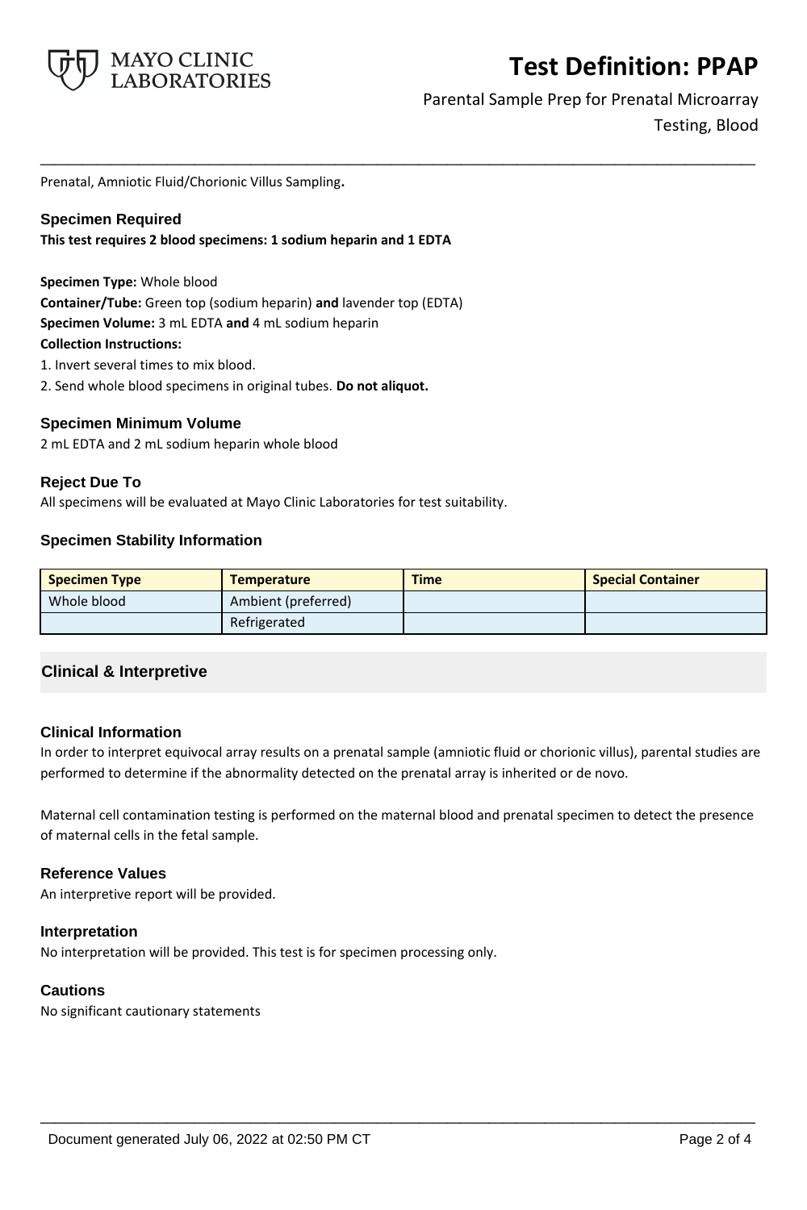Prenatal, Amniotic Fluid/Chorionic Villus Sampling**.**

### Specimen Required

**This test requires 2 blood specimens: 1 sodium heparin and 1 EDTA**

**Specimen Type:** Whole blood
**Container/Tube:** Green top (sodium heparin) **and** lavender top (EDTA)
**Specimen Volume:** 3 mL EDTA **and** 4 mL sodium heparin
**Collection Instructions:**

1. Invert several times to mix blood.
2. Send whole blood specimens in original tubes. **Do not aliquot.**

### Specimen Minimum Volume

2 mL EDTA and 2 mL sodium heparin whole blood

### Reject Due To

All specimens will be evaluated at Mayo Clinic Laboratories for test suitability.

### Specimen Stability Information

| Specimen Type | Temperature | Time | Special Container |
|---|---|---|---|
| Whole blood | Ambient (preferred) | | |
| | Refrigerated | | |

## Clinical & Interpretive

### Clinical Information

In order to interpret equivocal array results on a prenatal sample (amniotic fluid or chorionic villus), parental studies are performed to determine if the abnormality detected on the prenatal array is inherited or de novo.

Maternal cell contamination testing is performed on the maternal blood and prenatal specimen to detect the presence of maternal cells in the fetal sample.

### Reference Values

An interpretive report will be provided.

### Interpretation

No interpretation will be provided. This test is for specimen processing only.

### Cautions

No significant cautionary statements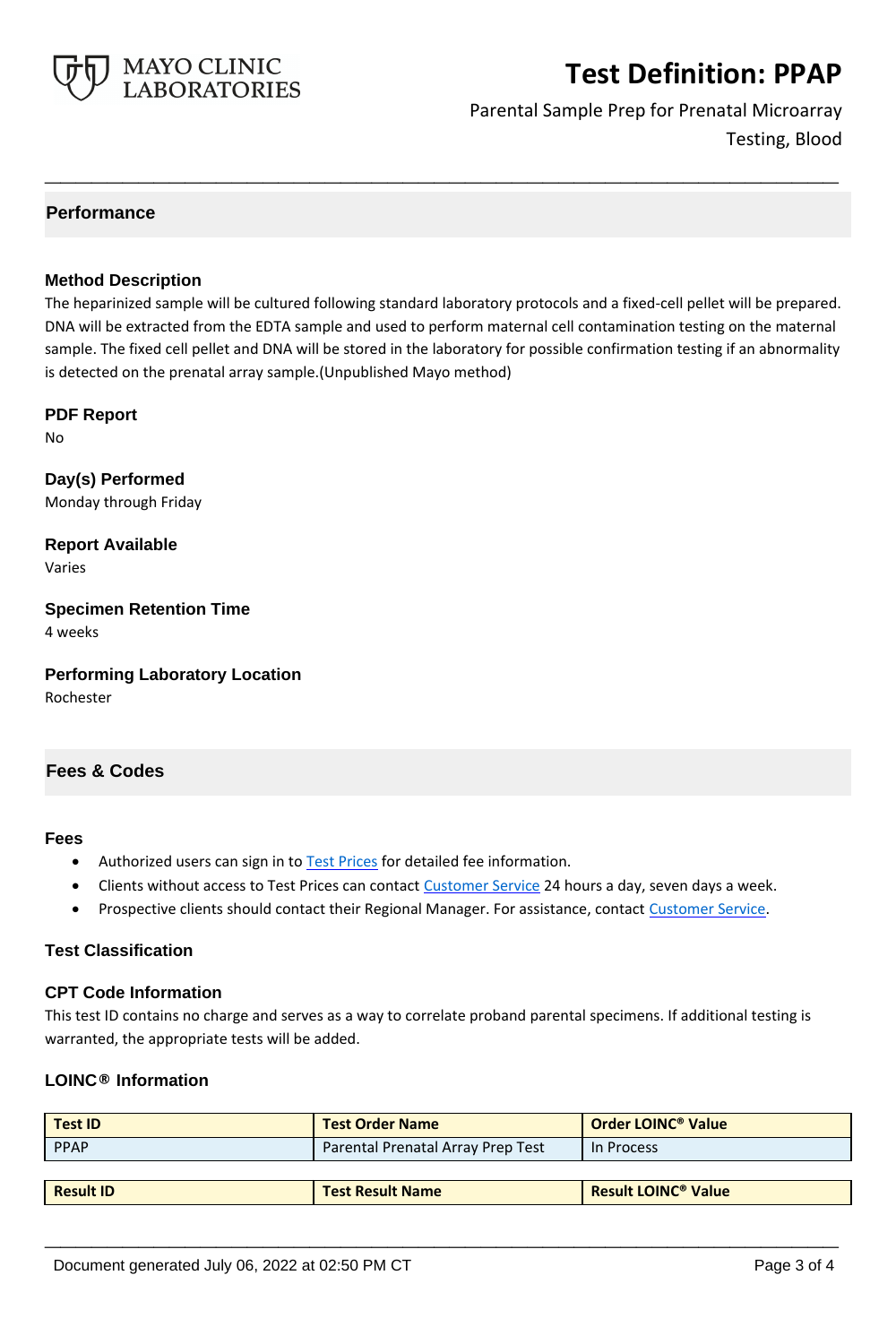## Performance

### Method Description

The heparinized sample will be cultured following standard laboratory protocols and a fixed-cell pellet will be prepared. DNA will be extracted from the EDTA sample and used to perform maternal cell contamination testing on the maternal sample. The fixed cell pellet and DNA will be stored in the laboratory for possible confirmation testing if an abnormality is detected on the prenatal array sample.(Unpublished Mayo method)

### PDF Report

No

### Day(s) Performed

Monday through Friday

### Report Available

Varies

### Specimen Retention Time

4 weeks

### Performing Laboratory Location

Rochester

## Fees & Codes

### Fees

- Authorized users can sign in to Test Prices for detailed fee information.
- Clients without access to Test Prices can contact Customer Service 24 hours a day, seven days a week.
- Prospective clients should contact their Regional Manager. For assistance, contact Customer Service.

### Test Classification

### CPT Code Information

This test ID contains no charge and serves as a way to correlate proband parental specimens. If additional testing is warranted, the appropriate tests will be added.

### LOINC® Information

| Test ID | Test Order Name | Order LOINC® Value |
| --- | --- | --- |
| PPAP | Parental Prenatal Array Prep Test | In Process |

| Result ID | Test Result Name | Result LOINC® Value |
| --- | --- | --- |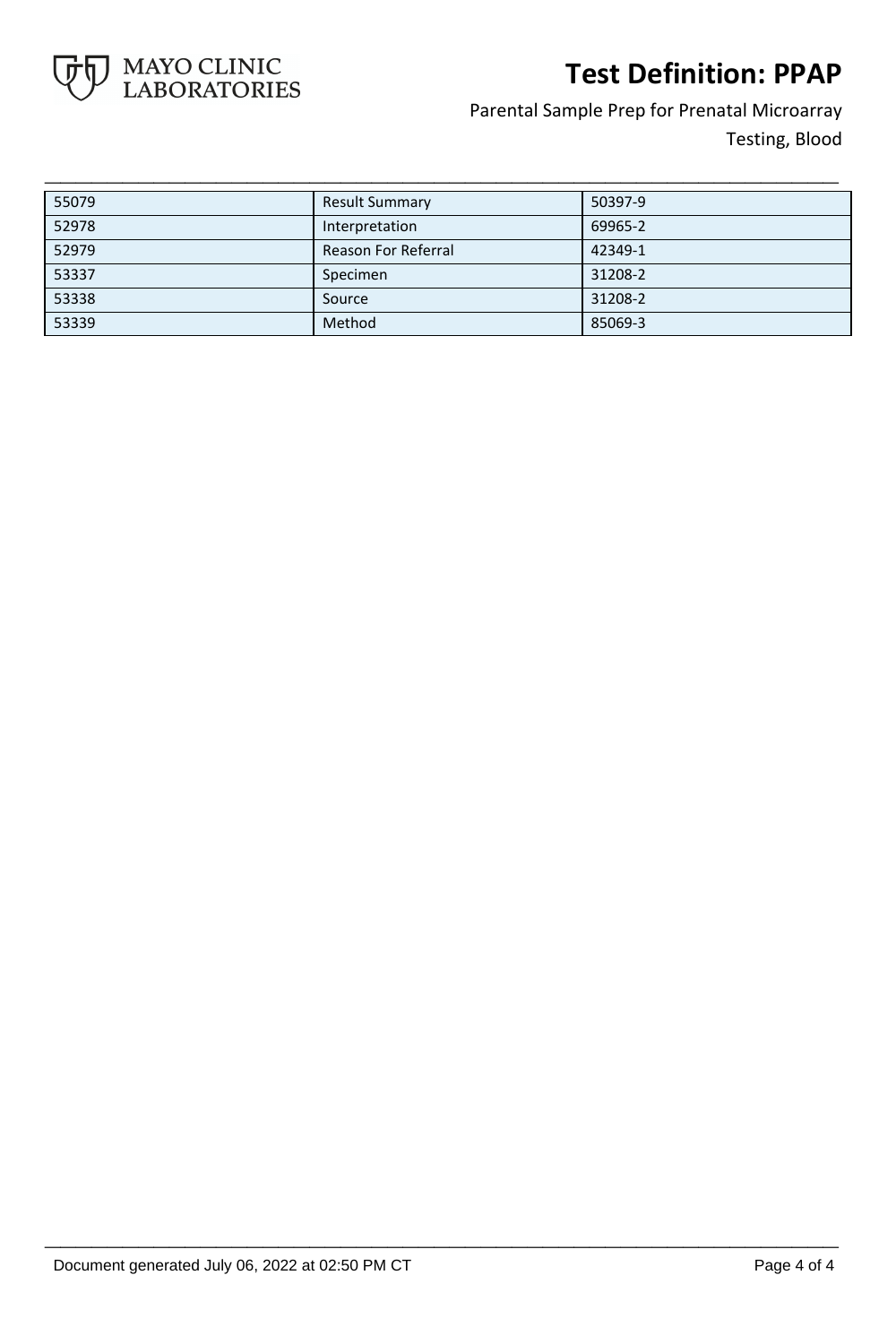| | | |
|---|---|---|
| 55079 | Result Summary | 50397-9 |
| 52978 | Interpretation | 69965-2 |
| 52979 | Reason For Referral | 42349-1 |
| 53337 | Specimen | 31208-2 |
| 53338 | Source | 31208-2 |
| 53339 | Method | 85069-3 |